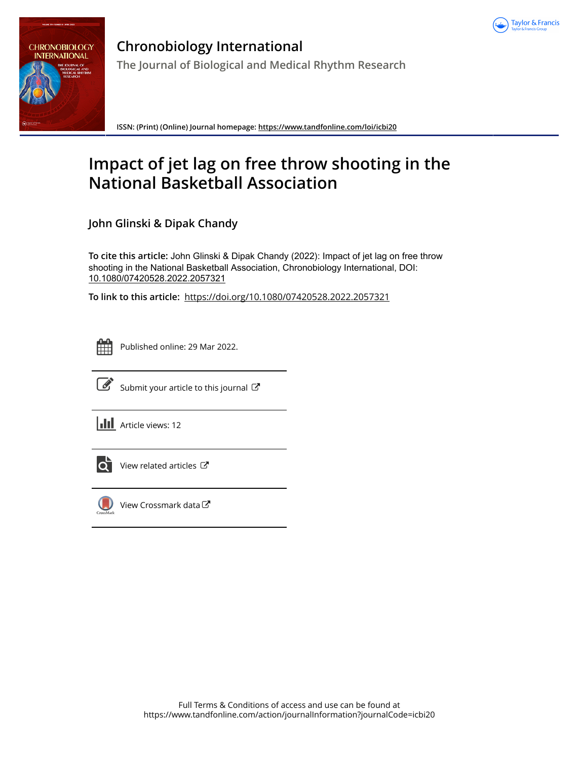# Chronobiology International

The Journal of Biological and Medical Rhythm Research

ISSN: (Print) (Online) Journal homepage: https://www.tandfonline.com/loi/icbi20

# Impact of jet lag on free throw shooting in the National Basketball Association

**John Glinski & Dipak Chandy**

**To cite this article:** John Glinski & Dipak Chandy (2022): Impact of jet lag on free throw shooting in the National Basketball Association, Chronobiology International, DOI: 10.1080/07420528.2022.2057321

**To link to this article:** https://doi.org/10.1080/07420528.2022.2057321

Published online: 29 Mar 2022.

Submit your article to this journal

Article views: 12

View related articles

View Crossmark data

Full Terms & Conditions of access and use can be found at https://www.tandfonline.com/action/journalInformation?journalCode=icbi20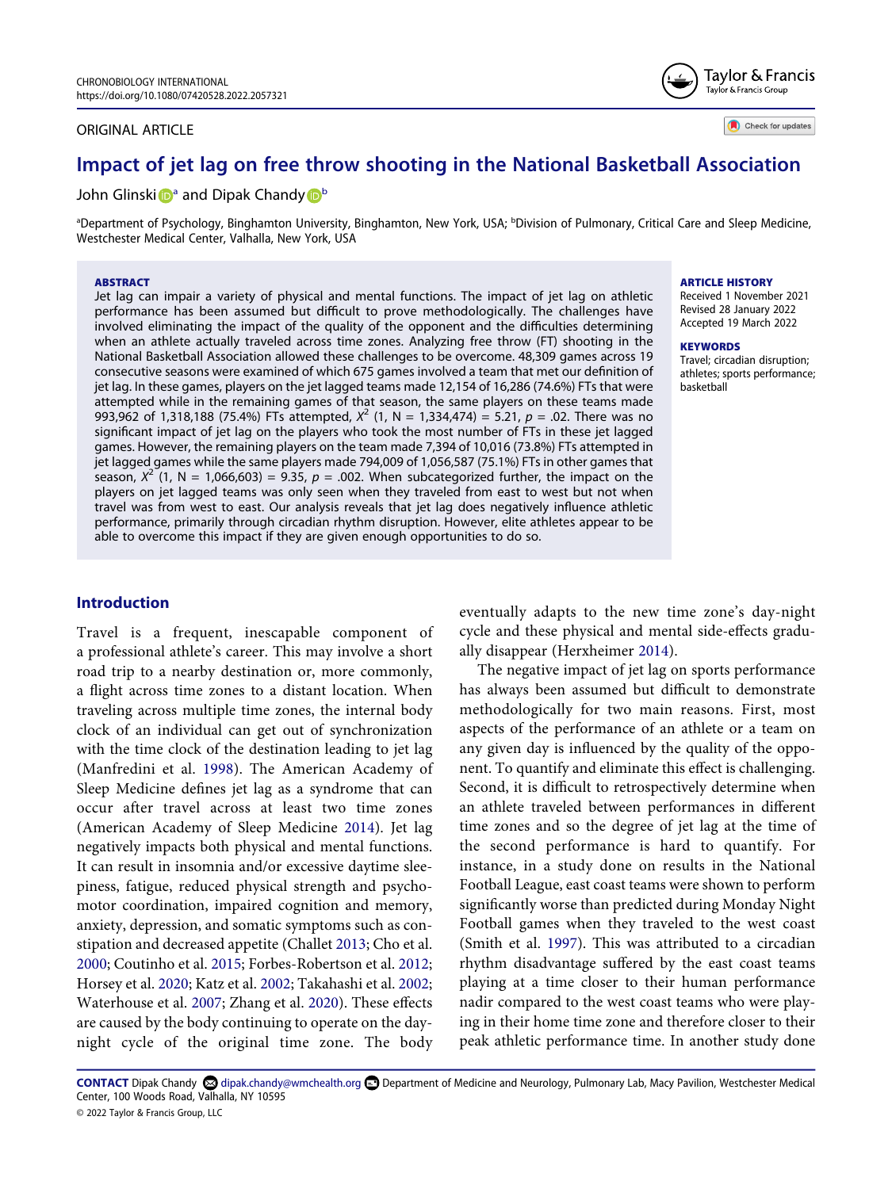# Impact of jet lag on free throw shooting in the National Basketball Association

John Glinski[a] and Dipak Chandy[b]

[a]Department of Psychology, Binghamton University, Binghamton, New York, USA; [b]Division of Pulmonary, Critical Care and Sleep Medicine, Westchester Medical Center, Valhalla, New York, USA

ORIGINAL ARTICLE

**ABSTRACT**

Jet lag can impair a variety of physical and mental functions. The impact of jet lag on athletic performance has been assumed but difficult to prove methodologically. The challenges have involved eliminating the impact of the quality of the opponent and the difficulties determining when an athlete actually traveled across time zones. Analyzing free throw (FT) shooting in the National Basketball Association allowed these challenges to be overcome. 48,309 games across 19 consecutive seasons were examined of which 675 games involved a team that met our definition of jet lag. In these games, players on the jet lagged teams made 12,154 of 16,286 (74.6%) FTs that were attempted while in the remaining games of that season, the same players on these teams made 993,962 of 1,318,188 (75.4%) FTs attempted, $X^2$ (1, N = 1,334,474) = 5.21, $p$ = .02. There was no significant impact of jet lag on the players who took the most number of FTs in these jet lagged games. However, the remaining players on the team made 7,394 of 10,016 (73.8%) FTs attempted in jet lagged games while the same players made 794,009 of 1,056,587 (75.1%) FTs in other games that season, $X^2$ (1, N = 1,066,603) = 9.35, $p$ = .002. When subcategorized further, the impact on the players on jet lagged teams was only seen when they traveled from east to west but not when travel was from west to east. Our analysis reveals that jet lag does negatively influence athletic performance, primarily through circadian rhythm disruption. However, elite athletes appear to be able to overcome this impact if they are given enough opportunities to do so.

**ARTICLE HISTORY**

Received 1 November 2021
Revised 28 January 2022
Accepted 19 March 2022

**KEYWORDS**

Travel; circadian disruption; athletes; sports performance; basketball

## Introduction

Travel is a frequent, inescapable component of a professional athlete's career. This may involve a short road trip to a nearby destination or, more commonly, a flight across time zones to a distant location. When traveling across multiple time zones, the internal body clock of an individual can get out of synchronization with the time clock of the destination leading to jet lag (Manfredini et al. 1998). The American Academy of Sleep Medicine defines jet lag as a syndrome that can occur after travel across at least two time zones (American Academy of Sleep Medicine 2014). Jet lag negatively impacts both physical and mental functions. It can result in insomnia and/or excessive daytime sleepiness, fatigue, reduced physical strength and psychomotor coordination, impaired cognition and memory, anxiety, depression, and somatic symptoms such as constipation and decreased appetite (Challet 2013; Cho et al. 2000; Coutinho et al. 2015; Forbes-Robertson et al. 2012; Horsey et al. 2020; Katz et al. 2002; Takahashi et al. 2002; Waterhouse et al. 2007; Zhang et al. 2020). These effects are caused by the body continuing to operate on the day-night cycle of the original time zone. The body eventually adapts to the new time zone's day-night cycle and these physical and mental side-effects gradually disappear (Herxheimer 2014).

The negative impact of jet lag on sports performance has always been assumed but difficult to demonstrate methodologically for two main reasons. First, most aspects of the performance of an athlete or a team on any given day is influenced by the quality of the opponent. To quantify and eliminate this effect is challenging. Second, it is difficult to retrospectively determine when an athlete traveled between performances in different time zones and so the degree of jet lag at the time of the second performance is hard to quantify. For instance, in a study done on results in the National Football League, east coast teams were shown to perform significantly worse than predicted during Monday Night Football games when they traveled to the west coast (Smith et al. 1997). This was attributed to a circadian rhythm disadvantage suffered by the east coast teams playing at a time closer to their human performance nadir compared to the west coast teams who were playing in their home time zone and therefore closer to their peak athletic performance time. In another study done

**CONTACT** Dipak Chandy dipak.chandy@wmchealth.org Department of Medicine and Neurology, Pulmonary Lab, Macy Pavilion, Westchester Medical Center, 100 Woods Road, Valhalla, NY 10595

© 2022 Taylor & Francis Group, LLC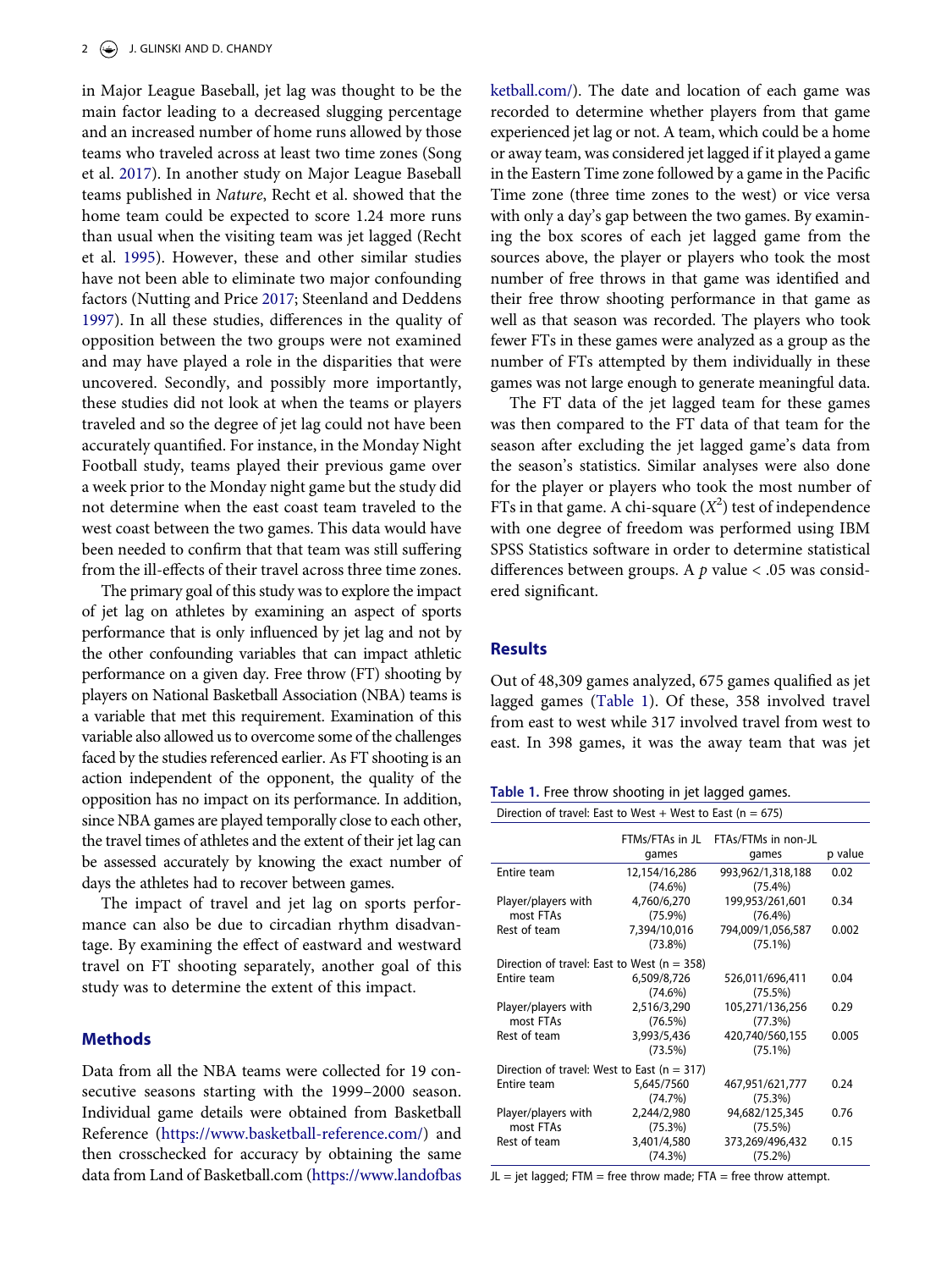in Major League Baseball, jet lag was thought to be the main factor leading to a decreased slugging percentage and an increased number of home runs allowed by those teams who traveled across at least two time zones (Song et al. 2017). In another study on Major League Baseball teams published in *Nature*, Recht et al. showed that the home team could be expected to score 1.24 more runs than usual when the visiting team was jet lagged (Recht et al. 1995). However, these and other similar studies have not been able to eliminate two major confounding factors (Nutting and Price 2017; Steenland and Deddens 1997). In all these studies, differences in the quality of opposition between the two groups were not examined and may have played a role in the disparities that were uncovered. Secondly, and possibly more importantly, these studies did not look at when the teams or players traveled and so the degree of jet lag could not have been accurately quantified. For instance, in the Monday Night Football study, teams played their previous game over a week prior to the Monday night game but the study did not determine when the east coast team traveled to the west coast between the two games. This data would have been needed to confirm that that team was still suffering from the ill-effects of their travel across three time zones.

The primary goal of this study was to explore the impact of jet lag on athletes by examining an aspect of sports performance that is only influenced by jet lag and not by the other confounding variables that can impact athletic performance on a given day. Free throw (FT) shooting by players on National Basketball Association (NBA) teams is a variable that met this requirement. Examination of this variable also allowed us to overcome some of the challenges faced by the studies referenced earlier. As FT shooting is an action independent of the opponent, the quality of the opposition has no impact on its performance. In addition, since NBA games are played temporally close to each other, the travel times of athletes and the extent of their jet lag can be assessed accurately by knowing the exact number of days the athletes had to recover between games.

The impact of travel and jet lag on sports performance can also be due to circadian rhythm disadvantage. By examining the effect of eastward and westward travel on FT shooting separately, another goal of this study was to determine the extent of this impact.

## Methods

Data from all the NBA teams were collected for 19 consecutive seasons starting with the 1999–2000 season. Individual game details were obtained from Basketball Reference (https://www.basketball-reference.com/) and then crosschecked for accuracy by obtaining the same data from Land of Basketball.com (https://www.landofbasketball.com/). The date and location of each game was recorded to determine whether players from that game experienced jet lag or not. A team, which could be a home or away team, was considered jet lagged if it played a game in the Eastern Time zone followed by a game in the Pacific Time zone (three time zones to the west) or vice versa with only a day's gap between the two games. By examining the box scores of each jet lagged game from the sources above, the player or players who took the most number of free throws in that game was identified and their free throw shooting performance in that game as well as that season was recorded. The players who took fewer FTs in these games were analyzed as a group as the number of FTs attempted by them individually in these games was not large enough to generate meaningful data.

The FT data of the jet lagged team for these games was then compared to the FT data of that team for the season after excluding the jet lagged game's data from the season's statistics. Similar analyses were also done for the player or players who took the most number of FTs in that game. A chi-square ($X^2$) test of independence with one degree of freedom was performed using IBM SPSS Statistics software in order to determine statistical differences between groups. A $p$ value < .05 was considered significant.

## Results

Out of 48,309 games analyzed, 675 games qualified as jet lagged games (Table 1). Of these, 358 involved travel from east to west while 317 involved travel from west to east. In 398 games, it was the away team that was jet

**Table 1.** Free throw shooting in jet lagged games.

| Direction of travel: East to West + West to East (n = 675) | | | |
|---|---|---|---|
| | FTMs/FTAs in JL games | FTAs/FTMs in non-JL games | p value |
| Entire team | 12,154/16,286 (74.6%) | 993,962/1,318,188 (75.4%) | 0.02 |
| Player/players with most FTAs | 4,760/6,270 (75.9%) | 199,953/261,601 (76.4%) | 0.34 |
| Rest of team | 7,394/10,016 (73.8%) | 794,009/1,056,587 (75.1%) | 0.002 |
| **Direction of travel: East to West (n = 358)** | | | |
| Entire team | 6,509/8,726 (74.6%) | 526,011/696,411 (75.5%) | 0.04 |
| Player/players with most FTAs | 2,516/3,290 (76.5%) | 105,271/136,256 (77.3%) | 0.29 |
| Rest of team | 3,993/5,436 (73.5%) | 420,740/560,155 (75.1%) | 0.005 |
| **Direction of travel: West to East (n = 317)** | | | |
| Entire team | 5,645/7560 (74.7%) | 467,951/621,777 (75.3%) | 0.24 |
| Player/players with most FTAs | 2,244/2,980 (75.3%) | 94,682/125,345 (75.5%) | 0.76 |
| Rest of team | 3,401/4,580 (74.3%) | 373,269/496,432 (75.2%) | 0.15 |

JL = jet lagged; FTM = free throw made; FTA = free throw attempt.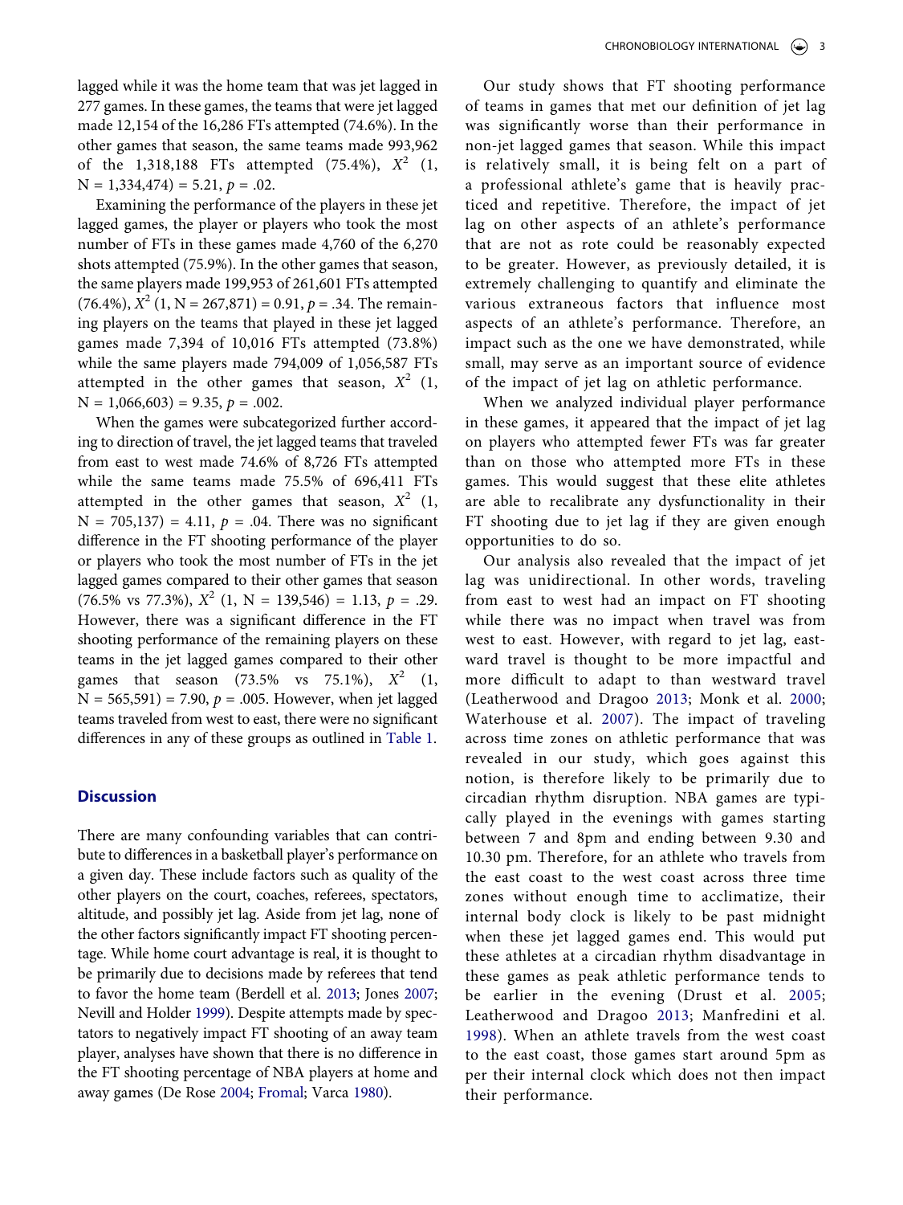lagged while it was the home team that was jet lagged in 277 games. In these games, the teams that were jet lagged made 12,154 of the 16,286 FTs attempted (74.6%). In the other games that season, the same teams made 993,962 of the 1,318,188 FTs attempted (75.4%), $X^2$ (1, N = 1,334,474) = 5.21, $p$ = .02.

Examining the performance of the players in these jet lagged games, the player or players who took the most number of FTs in these games made 4,760 of the 6,270 shots attempted (75.9%). In the other games that season, the same players made 199,953 of 261,601 FTs attempted (76.4%), $X^2$ (1, N = 267,871) = 0.91, $p$ = .34. The remaining players on the teams that played in these jet lagged games made 7,394 of 10,016 FTs attempted (73.8%) while the same players made 794,009 of 1,056,587 FTs attempted in the other games that season, $X^2$ (1, N = 1,066,603) = 9.35, $p$ = .002.

When the games were subcategorized further according to direction of travel, the jet lagged teams that traveled from east to west made 74.6% of 8,726 FTs attempted while the same teams made 75.5% of 696,411 FTs attempted in the other games that season, $X^2$ (1, N = 705,137) = 4.11, $p$ = .04. There was no significant difference in the FT shooting performance of the player or players who took the most number of FTs in the jet lagged games compared to their other games that season (76.5% vs 77.3%), $X^2$ (1, N = 139,546) = 1.13, $p$ = .29. However, there was a significant difference in the FT shooting performance of the remaining players on these teams in the jet lagged games compared to their other games that season (73.5% vs 75.1%), $X^2$ (1, N = 565,591) = 7.90, $p$ = .005. However, when jet lagged teams traveled from west to east, there were no significant differences in any of these groups as outlined in Table 1.

## Discussion

There are many confounding variables that can contribute to differences in a basketball player's performance on a given day. These include factors such as quality of the other players on the court, coaches, referees, spectators, altitude, and possibly jet lag. Aside from jet lag, none of the other factors significantly impact FT shooting percentage. While home court advantage is real, it is thought to be primarily due to decisions made by referees that tend to favor the home team (Berdell et al. 2013; Jones 2007; Nevill and Holder 1999). Despite attempts made by spectators to negatively impact FT shooting of an away team player, analyses have shown that there is no difference in the FT shooting percentage of NBA players at home and away games (De Rose 2004; Fromal; Varca 1980).

Our study shows that FT shooting performance of teams in games that met our definition of jet lag was significantly worse than their performance in non-jet lagged games that season. While this impact is relatively small, it is being felt on a part of a professional athlete's game that is heavily practiced and repetitive. Therefore, the impact of jet lag on other aspects of an athlete's performance that are not as rote could be reasonably expected to be greater. However, as previously detailed, it is extremely challenging to quantify and eliminate the various extraneous factors that influence most aspects of an athlete's performance. Therefore, an impact such as the one we have demonstrated, while small, may serve as an important source of evidence of the impact of jet lag on athletic performance.

When we analyzed individual player performance in these games, it appeared that the impact of jet lag on players who attempted fewer FTs was far greater than on those who attempted more FTs in these games. This would suggest that these elite athletes are able to recalibrate any dysfunctionality in their FT shooting due to jet lag if they are given enough opportunities to do so.

Our analysis also revealed that the impact of jet lag was unidirectional. In other words, traveling from east to west had an impact on FT shooting while there was no impact when travel was from west to east. However, with regard to jet lag, eastward travel is thought to be more impactful and more difficult to adapt to than westward travel (Leatherwood and Dragoo 2013; Monk et al. 2000; Waterhouse et al. 2007). The impact of traveling across time zones on athletic performance that was revealed in our study, which goes against this notion, is therefore likely to be primarily due to circadian rhythm disruption. NBA games are typically played in the evenings with games starting between 7 and 8pm and ending between 9.30 and 10.30 pm. Therefore, for an athlete who travels from the east coast to the west coast across three time zones without enough time to acclimatize, their internal body clock is likely to be past midnight when these jet lagged games end. This would put these athletes at a circadian rhythm disadvantage in these games as peak athletic performance tends to be earlier in the evening (Drust et al. 2005; Leatherwood and Dragoo 2013; Manfredini et al. 1998). When an athlete travels from the west coast to the east coast, those games start around 5pm as per their internal clock which does not then impact their performance.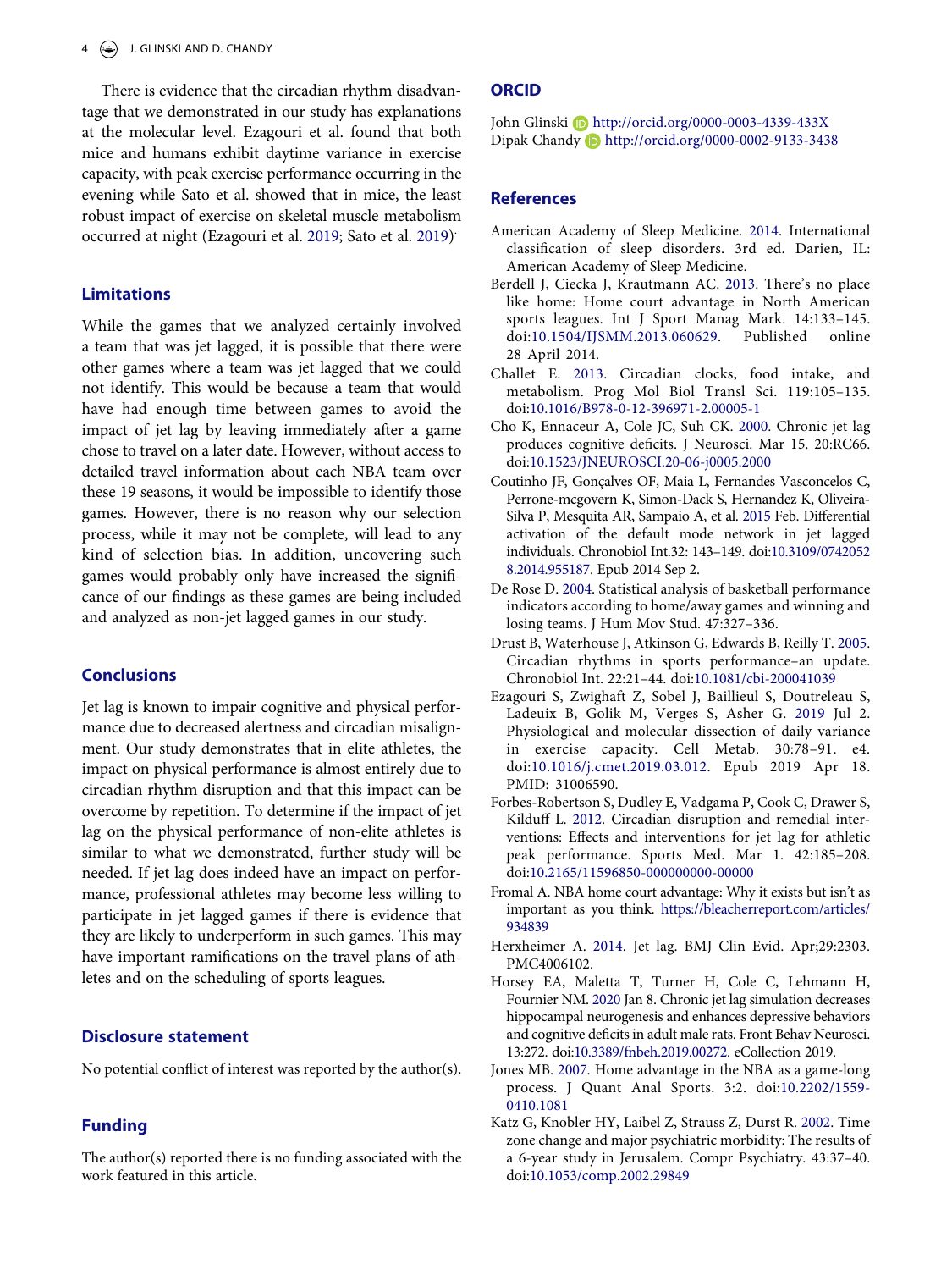There is evidence that the circadian rhythm disadvantage that we demonstrated in our study has explanations at the molecular level. Ezagouri et al. found that both mice and humans exhibit daytime variance in exercise capacity, with peak exercise performance occurring in the evening while Sato et al. showed that in mice, the least robust impact of exercise on skeletal muscle metabolism occurred at night (Ezagouri et al. 2019; Sato et al. 2019).

## Limitations

While the games that we analyzed certainly involved a team that was jet lagged, it is possible that there were other games where a team was jet lagged that we could not identify. This would be because a team that would have had enough time between games to avoid the impact of jet lag by leaving immediately after a game chose to travel on a later date. However, without access to detailed travel information about each NBA team over these 19 seasons, it would be impossible to identify those games. However, there is no reason why our selection process, while it may not be complete, will lead to any kind of selection bias. In addition, uncovering such games would probably only have increased the significance of our findings as these games are being included and analyzed as non-jet lagged games in our study.

## Conclusions

Jet lag is known to impair cognitive and physical performance due to decreased alertness and circadian misalignment. Our study demonstrates that in elite athletes, the impact on physical performance is almost entirely due to circadian rhythm disruption and that this impact can be overcome by repetition. To determine if the impact of jet lag on the physical performance of non-elite athletes is similar to what we demonstrated, further study will be needed. If jet lag does indeed have an impact on performance, professional athletes may become less willing to participate in jet lagged games if there is evidence that they are likely to underperform in such games. This may have important ramifications on the travel plans of athletes and on the scheduling of sports leagues.

## Disclosure statement

No potential conflict of interest was reported by the author(s).

## Funding

The author(s) reported there is no funding associated with the work featured in this article.

## ORCID

John Glinski http://orcid.org/0000-0003-4339-433X
Dipak Chandy http://orcid.org/0000-0002-9133-3438

## References

American Academy of Sleep Medicine. 2014. International classification of sleep disorders. 3rd ed. Darien, IL: American Academy of Sleep Medicine.

Berdell J, Ciecka J, Krautmann AC. 2013. There's no place like home: Home court advantage in North American sports leagues. Int J Sport Manag Mark. 14:133–145. doi:10.1504/IJSMM.2013.060629. Published online 28 April 2014.

Challet E. 2013. Circadian clocks, food intake, and metabolism. Prog Mol Biol Transl Sci. 119:105–135. doi:10.1016/B978-0-12-396971-2.00005-1

Cho K, Ennaceur A, Cole JC, Suh CK. 2000. Chronic jet lag produces cognitive deficits. J Neurosci. Mar 15. 20:RC66. doi:10.1523/JNEUROSCI.20-06-j0005.2000

Coutinho JF, Gonçalves OF, Maia L, Fernandes Vasconcelos C, Perrone-mcgovern K, Simon-Dack S, Hernandez K, Oliveira-Silva P, Mesquita AR, Sampaio A, et al. 2015 Feb. Differential activation of the default mode network in jet lagged individuals. Chronobiol Int.32: 143–149. doi:10.3109/07420528.2014.955187. Epub 2014 Sep 2.

De Rose D. 2004. Statistical analysis of basketball performance indicators according to home/away games and winning and losing teams. J Hum Mov Stud. 47:327–336.

Drust B, Waterhouse J, Atkinson G, Edwards B, Reilly T. 2005. Circadian rhythms in sports performance–an update. Chronobiol Int. 22:21–44. doi:10.1081/cbi-200041039

Ezagouri S, Zwighaft Z, Sobel J, Baillieul S, Doutreleau S, Ladeuix B, Golik M, Verges S, Asher G. 2019 Jul 2. Physiological and molecular dissection of daily variance in exercise capacity. Cell Metab. 30:78–91. e4. doi:10.1016/j.cmet.2019.03.012. Epub 2019 Apr 18. PMID: 31006590.

Forbes-Robertson S, Dudley E, Vadgama P, Cook C, Drawer S, Kilduff L. 2012. Circadian disruption and remedial interventions: Effects and interventions for jet lag for athletic peak performance. Sports Med. Mar 1. 42:185–208. doi:10.2165/11596850-000000000-00000

Fromal A. NBA home court advantage: Why it exists but isn't as important as you think. https://bleacherreport.com/articles/934839

Herxheimer A. 2014. Jet lag. BMJ Clin Evid. Apr;29:2303. PMC4006102.

Horsey EA, Maletta T, Turner H, Cole C, Lehmann H, Fournier NM. 2020 Jan 8. Chronic jet lag simulation decreases hippocampal neurogenesis and enhances depressive behaviors and cognitive deficits in adult male rats. Front Behav Neurosci. 13:272. doi:10.3389/fnbeh.2019.00272. eCollection 2019.

Jones MB. 2007. Home advantage in the NBA as a game-long process. J Quant Anal Sports. 3:2. doi:10.2202/1559-0410.1081

Katz G, Knobler HY, Laibel Z, Strauss Z, Durst R. 2002. Time zone change and major psychiatric morbidity: The results of a 6-year study in Jerusalem. Compr Psychiatry. 43:37–40. doi:10.1053/comp.2002.29849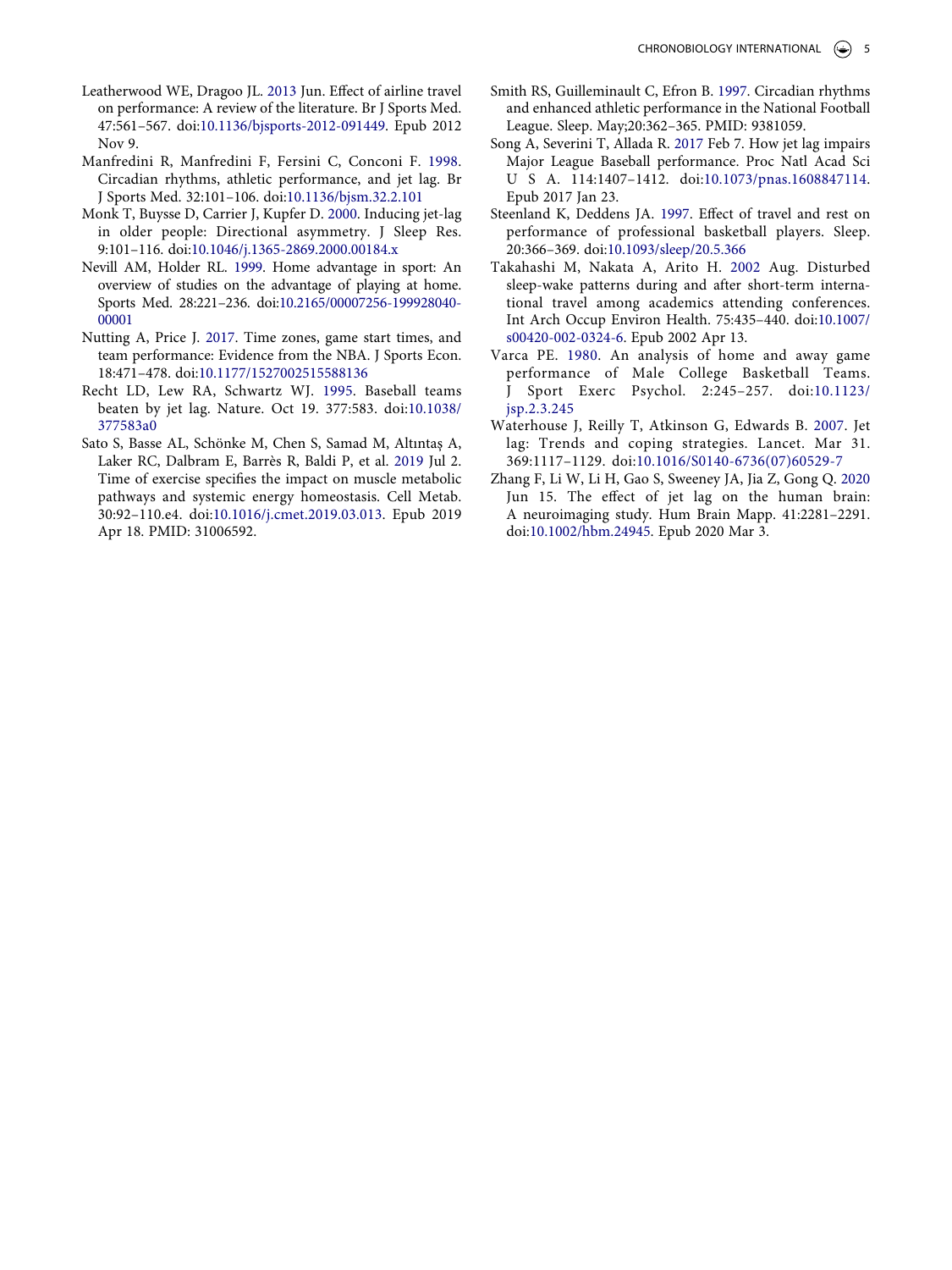Leatherwood WE, Dragoo JL. 2013 Jun. Effect of airline travel on performance: A review of the literature. Br J Sports Med. 47:561–567. doi:10.1136/bjsports-2012-091449. Epub 2012 Nov 9.

Manfredini R, Manfredini F, Fersini C, Conconi F. 1998. Circadian rhythms, athletic performance, and jet lag. Br J Sports Med. 32:101–106. doi:10.1136/bjsm.32.2.101

Monk T, Buysse D, Carrier J, Kupfer D. 2000. Inducing jet-lag in older people: Directional asymmetry. J Sleep Res. 9:101–116. doi:10.1046/j.1365-2869.2000.00184.x

Nevill AM, Holder RL. 1999. Home advantage in sport: An overview of studies on the advantage of playing at home. Sports Med. 28:221–236. doi:10.2165/00007256-199928040-00001

Nutting A, Price J. 2017. Time zones, game start times, and team performance: Evidence from the NBA. J Sports Econ. 18:471–478. doi:10.1177/1527002515588136

Recht LD, Lew RA, Schwartz WJ. 1995. Baseball teams beaten by jet lag. Nature. Oct 19. 377:583. doi:10.1038/377583a0

Sato S, Basse AL, Schönke M, Chen S, Samad M, Altıntaş A, Laker RC, Dalbram E, Barrès R, Baldi P, et al. 2019 Jul 2. Time of exercise specifies the impact on muscle metabolic pathways and systemic energy homeostasis. Cell Metab. 30:92–110.e4. doi:10.1016/j.cmet.2019.03.013. Epub 2019 Apr 18. PMID: 31006592.

Smith RS, Guilleminault C, Efron B. 1997. Circadian rhythms and enhanced athletic performance in the National Football League. Sleep. May;20:362–365. PMID: 9381059.

Song A, Severini T, Allada R. 2017 Feb 7. How jet lag impairs Major League Baseball performance. Proc Natl Acad Sci U S A. 114:1407–1412. doi:10.1073/pnas.1608847114. Epub 2017 Jan 23.

Steenland K, Deddens JA. 1997. Effect of travel and rest on performance of professional basketball players. Sleep. 20:366–369. doi:10.1093/sleep/20.5.366

Takahashi M, Nakata A, Arito H. 2002 Aug. Disturbed sleep-wake patterns during and after short-term international travel among academics attending conferences. Int Arch Occup Environ Health. 75:435–440. doi:10.1007/s00420-002-0324-6. Epub 2002 Apr 13.

Varca PE. 1980. An analysis of home and away game performance of Male College Basketball Teams. J Sport Exerc Psychol. 2:245–257. doi:10.1123/jsp.2.3.245

Waterhouse J, Reilly T, Atkinson G, Edwards B. 2007. Jet lag: Trends and coping strategies. Lancet. Mar 31. 369:1117–1129. doi:10.1016/S0140-6736(07)60529-7

Zhang F, Li W, Li H, Gao S, Sweeney JA, Jia Z, Gong Q. 2020 Jun 15. The effect of jet lag on the human brain: A neuroimaging study. Hum Brain Mapp. 41:2281–2291. doi:10.1002/hbm.24945. Epub 2020 Mar 3.